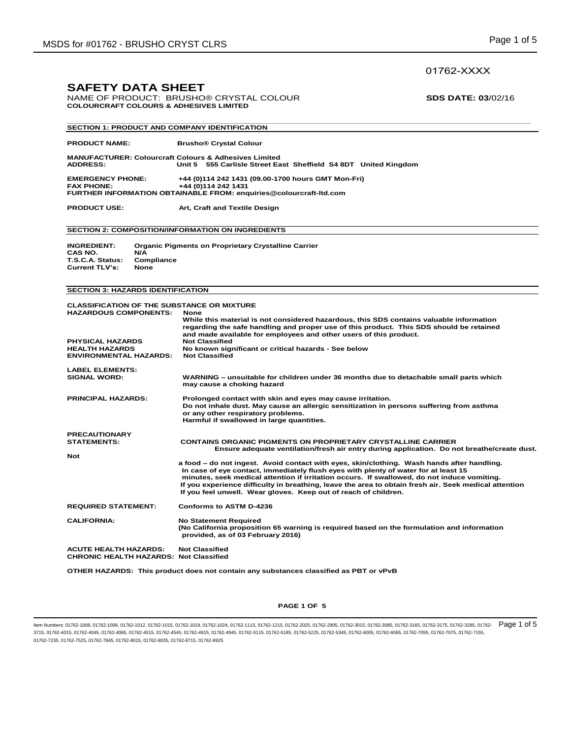01762-XXXX

# SAFETY DATA SHEET

NAME OF PRODUCT: BRUSHO® CRYSTAL COLOUR **SDS DATE: 03**/02/16

**COLOURCRAFT COLOURS & ADHESIVES LIMITED**

## SECTION 1: PRODUCT AND COMPANY IDENTIFICATION

**PRODUCT NAME:** **Brusho® Crystal Colour**

**MANUFACTURER: Colourcraft Colours & Adhesives Limited**
**ADDRESS:** **Unit 5 555 Carlisle Street East Sheffield S4 8DT United Kingdom**

**EMERGENCY PHONE:** **+44 (0)114 242 1431 (09.00-1700 hours GMT Mon-Fri)**
**FAX PHONE:** **+44 (0)114 242 1431**
**FURTHER INFORMATION OBTAINABLE FROM: enquiries@colourcraft-ltd.com**

**PRODUCT USE:** **Art, Craft and Textile Design**

## SECTION 2: COMPOSITION/INFORMATION ON INGREDIENTS

**INGREDIENT:** **Organic Pigments on Proprietary Crystalline Carrier**
**CAS NO.** **N/A**
**T.S.C.A. Status:** **Compliance**
**Current TLV's:** **None**

## SECTION 3: HAZARDS IDENTIFICATION

**CLASSIFICATION OF THE SUBSTANCE OR MIXTURE**

**HAZARDOUS COMPONENTS:** **None**
**While this material is not considered hazardous, this SDS contains valuable information regarding the safe handling and proper use of this product. This SDS should be retained and made available for employees and other users of this product.**

**PHYSICAL HAZARDS** **Not Classified**
**HEALTH HAZARDS** **No known significant or critical hazards - See below**
**ENVIRONMENTAL HAZARDS:** **Not Classified**

**LABEL ELEMENTS:**
**SIGNAL WORD:** **WARNING – unsuitable for children under 36 months due to detachable small parts which may cause a choking hazard**

**PRINCIPAL HAZARDS:** **Prolonged contact with skin and eyes may cause irritation.**
**Do not inhale dust. May cause an allergic sensitization in persons suffering from asthma or any other respiratory problems.**
**Harmful if swallowed in large quantities.**

**PRECAUTIONARY STATEMENTS:** **CONTAINS ORGANIC PIGMENTS ON PROPRIETARY CRYSTALLINE CARRIER**
**Ensure adequate ventilation/fresh air entry during application. Do not breathe/create dust. Not a food – do not ingest. Avoid contact with eyes, skin/clothing. Wash hands after handling. In case of eye contact, immediately flush eyes with plenty of water for at least 15 minutes, seek medical attention if irritation occurs. If swallowed, do not induce vomiting. If you experience difficulty in breathing, leave the area to obtain fresh air. Seek medical attention if you feel unwell. Wear gloves. Keep out of reach of children.**

**REQUIRED STATEMENT:** **Conforms to ASTM D-4236**

**CALIFORNIA:** **No Statement Required**
**(No California proposition 65 warning is required based on the formulation and information provided, as of 03 February 2016)**

**ACUTE HEALTH HAZARDS:** **Not Classified**
**CHRONIC HEALTH HAZARDS:** **Not Classified**

**OTHER HAZARDS: This product does not contain any substances classified as PBT or vPvB**

Item Numbers: 01762-1008, 01762-1009, 01762-1012, 01762-1015, 01762-1019, 01762-1024, 01762-1115, 01762-1215, 01762-2025, 01762-2905, 01762-3015, 01762-3085, 01762-3165, 01762-3175, 01762-3285, 01762-3715, 01762-4015, 01762-4045, 01762-4065, 01762-4515, 01762-4545, 01762-4915, 01762-4945, 01762-5115, 01762-5185, 01762-5225, 01762-5345, 01762-6005, 01762-6065, 01762-7055, 01762-7075, 01762-7155, 01762-7235, 01762-7525, 01762-7845, 01762-8015, 01762-8035, 01762-8715, 01762-8925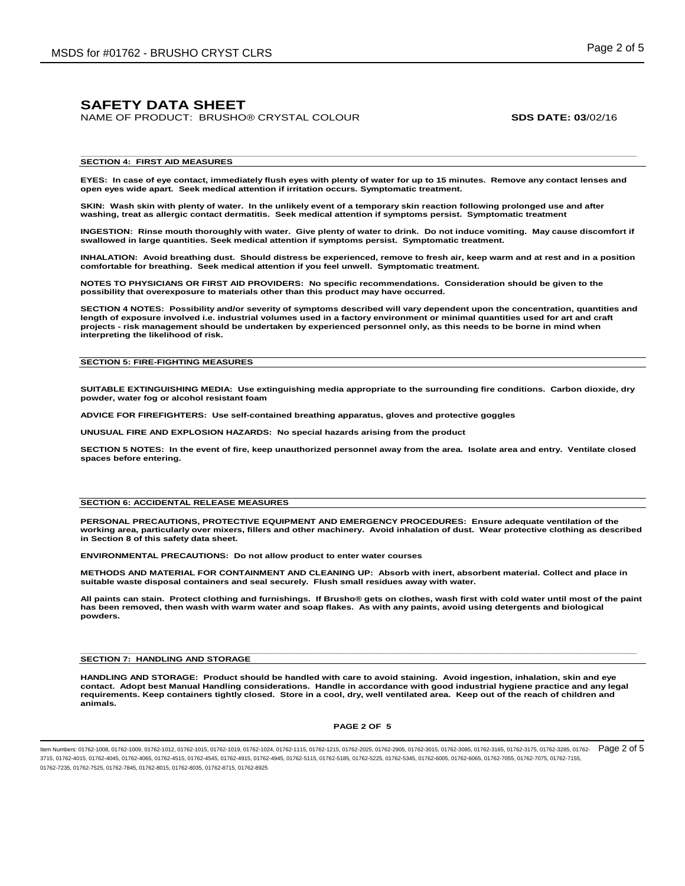# SAFETY DATA SHEET

NAME OF PRODUCT: BRUSHO® CRYSTAL COLOUR **SDS DATE: 03**/02/16

## SECTION 4: FIRST AID MEASURES

**EYES: In case of eye contact, immediately flush eyes with plenty of water for up to 15 minutes. Remove any contact lenses and open eyes wide apart. Seek medical attention if irritation occurs. Symptomatic treatment.**

**SKIN: Wash skin with plenty of water. In the unlikely event of a temporary skin reaction following prolonged use and after washing, treat as allergic contact dermatitis. Seek medical attention if symptoms persist. Symptomatic treatment**

**INGESTION: Rinse mouth thoroughly with water. Give plenty of water to drink. Do not induce vomiting. May cause discomfort if swallowed in large quantities. Seek medical attention if symptoms persist. Symptomatic treatment.**

**INHALATION: Avoid breathing dust. Should distress be experienced, remove to fresh air, keep warm and at rest and in a position comfortable for breathing. Seek medical attention if you feel unwell. Symptomatic treatment.**

**NOTES TO PHYSICIANS OR FIRST AID PROVIDERS: No specific recommendations. Consideration should be given to the possibility that overexposure to materials other than this product may have occurred.**

**SECTION 4 NOTES: Possibility and/or severity of symptoms described will vary dependent upon the concentration, quantities and length of exposure involved i.e. industrial volumes used in a factory environment or minimal quantities used for art and craft projects - risk management should be undertaken by experienced personnel only, as this needs to be borne in mind when interpreting the likelihood of risk.**

## SECTION 5: FIRE-FIGHTING MEASURES

**SUITABLE EXTINGUISHING MEDIA: Use extinguishing media appropriate to the surrounding fire conditions. Carbon dioxide, dry powder, water fog or alcohol resistant foam**

**ADVICE FOR FIREFIGHTERS: Use self-contained breathing apparatus, gloves and protective goggles**

**UNUSUAL FIRE AND EXPLOSION HAZARDS: No special hazards arising from the product**

**SECTION 5 NOTES: In the event of fire, keep unauthorized personnel away from the area. Isolate area and entry. Ventilate closed spaces before entering.**

## SECTION 6: ACCIDENTAL RELEASE MEASURES

**PERSONAL PRECAUTIONS, PROTECTIVE EQUIPMENT AND EMERGENCY PROCEDURES: Ensure adequate ventilation of the working area, particularly over mixers, fillers and other machinery. Avoid inhalation of dust. Wear protective clothing as described in Section 8 of this safety data sheet.**

**ENVIRONMENTAL PRECAUTIONS: Do not allow product to enter water courses**

**METHODS AND MATERIAL FOR CONTAINMENT AND CLEANING UP: Absorb with inert, absorbent material. Collect and place in suitable waste disposal containers and seal securely. Flush small residues away with water.**

**All paints can stain. Protect clothing and furnishings. If Brusho® gets on clothes, wash first with cold water until most of the paint has been removed, then wash with warm water and soap flakes. As with any paints, avoid using detergents and biological powders.**

## SECTION 7: HANDLING AND STORAGE

**HANDLING AND STORAGE: Product should be handled with care to avoid staining. Avoid ingestion, inhalation, skin and eye contact. Adopt best Manual Handling considerations. Handle in accordance with good industrial hygiene practice and any legal requirements. Keep containers tightly closed. Store in a cool, dry, well ventilated area. Keep out of the reach of children and animals.**

Item Numbers: 01762-1008, 01762-1009, 01762-1012, 01762-1015, 01762-1019, 01762-1024, 01762-1115, 01762-1215, 01762-2025, 01762-2905, 01762-3015, 01762-3085, 01762-3165, 01762-3175, 01762-3285, 01762-3715, 01762-4015, 01762-4045, 01762-4065, 01762-4515, 01762-4545, 01762-4915, 01762-4945, 01762-5115, 01762-5185, 01762-5225, 01762-5345, 01762-6005, 01762-6065, 01762-7055, 01762-7075, 01762-7155, 01762-7235, 01762-7525, 01762-7845, 01762-8015, 01762-8035, 01762-8715, 01762-8925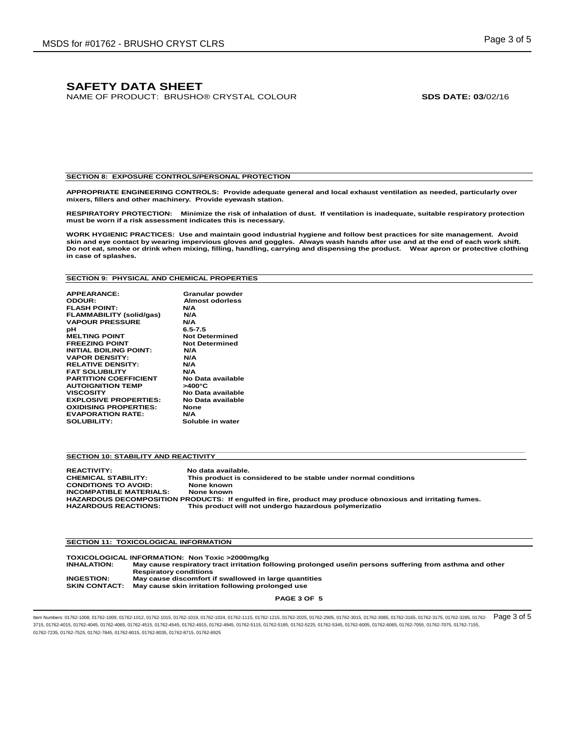# SAFETY DATA SHEET

NAME OF PRODUCT: BRUSHO® CRYSTAL COLOUR **SDS DATE: 03**/02/16

## SECTION 8: EXPOSURE CONTROLS/PERSONAL PROTECTION

**APPROPRIATE ENGINEERING CONTROLS: Provide adequate general and local exhaust ventilation as needed, particularly over mixers, fillers and other machinery. Provide eyewash station.**

**RESPIRATORY PROTECTION: Minimize the risk of inhalation of dust. If ventilation is inadequate, suitable respiratory protection must be worn if a risk assessment indicates this is necessary.**

**WORK HYGIENIC PRACTICES: Use and maintain good industrial hygiene and follow best practices for site management. Avoid skin and eye contact by wearing impervious gloves and goggles. Always wash hands after use and at the end of each work shift. Do not eat, smoke or drink when mixing, filling, handling, carrying and dispensing the product. Wear apron or protective clothing in case of splashes.**

## SECTION 9: PHYSICAL AND CHEMICAL PROPERTIES

| | |
|---|---|
| **APPEARANCE:** | **Granular powder** |
| **ODOUR:** | **Almost odorless** |
| **FLASH POINT:** | **N/A** |
| **FLAMMABILITY (solid/gas)** | **N/A** |
| **VAPOUR PRESSURE** | **N/A** |
| **pH** | **6.5-7.5** |
| **MELTING POINT** | **Not Determined** |
| **FREEZING POINT** | **Not Determined** |
| **INITIAL BOILING POINT:** | **N/A** |
| **VAPOR DENSITY:** | **N/A** |
| **RELATIVE DENSITY:** | **N/A** |
| **FAT SOLUBILITY** | **N/A** |
| **PARTITION COEFFICIENT** | **No Data available** |
| **AUTOIGNITION TEMP** | **>400°C** |
| **VISCOSITY** | **No Data available** |
| **EXPLOSIVE PROPERTIES:** | **No Data available** |
| **OXIDISING PROPERTIES:** | **None** |
| **EVAPORATION RATE:** | **N/A** |
| **SOLUBILITY:** | **Soluble in water** |

## SECTION 10: STABILITY AND REACTIVITY

**REACTIVITY:** **No data available.**
**CHEMICAL STABILITY:** **This product is considered to be stable under normal conditions**
**CONDITIONS TO AVOID:** **None known**
**INCOMPATIBLE MATERIALS:** **None known**
**HAZARDOUS DECOMPOSITION PRODUCTS: If engulfed in fire, product may produce obnoxious and irritating fumes.**
**HAZARDOUS REACTIONS:** **This product will not undergo hazardous polymerizatio**

## SECTION 11: TOXICOLOGICAL INFORMATION

**TOXICOLOGICAL INFORMATION: Non Toxic >2000mg/kg**
**INHALATION:** **May cause respiratory tract irritation following prolonged use/in persons suffering from asthma and other Respiratory conditions**
**INGESTION:** **May cause discomfort if swallowed in large quantities**
**SKIN CONTACT:** **May cause skin irritation following prolonged use**

Item Numbers: 01762-1008, 01762-1009, 01762-1012, 01762-1015, 01762-1019, 01762-1024, 01762-1115, 01762-1215, 01762-2025, 01762-2905, 01762-3015, 01762-3085, 01762-3165, 01762-3175, 01762-3285, 01762-3715, 01762-4015, 01762-4045, 01762-4065, 01762-4515, 01762-4545, 01762-4915, 01762-4945, 01762-5115, 01762-5185, 01762-5225, 01762-5345, 01762-6005, 01762-6065, 01762-7055, 01762-7075, 01762-7155, 01762-7235, 01762-7525, 01762-7845, 01762-8015, 01762-8035, 01762-8715, 01762-8925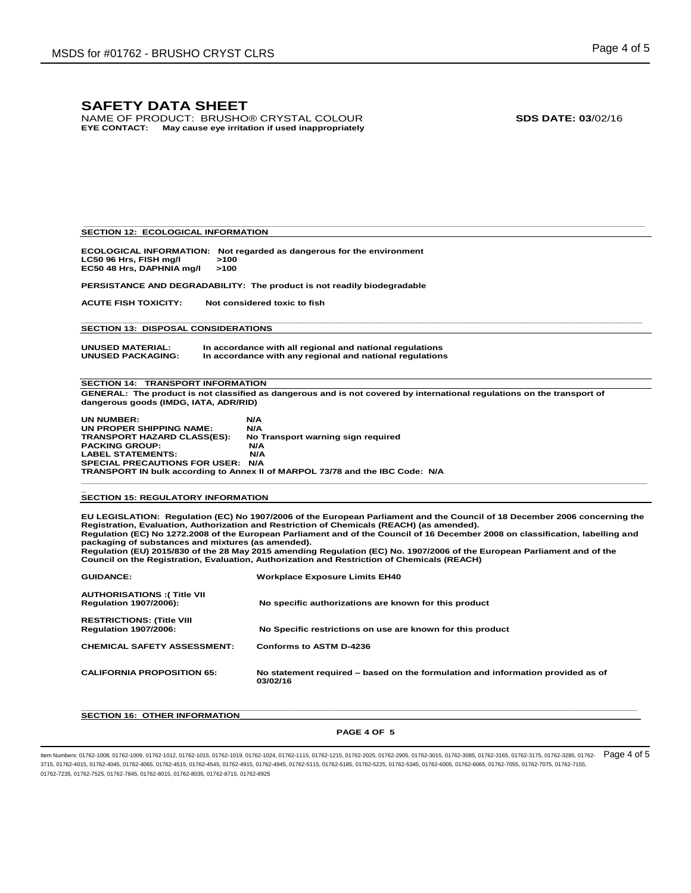# SAFETY DATA SHEET

NAME OF PRODUCT: BRUSHO® CRYSTAL COLOUR **SDS DATE: 03**/02/16

**EYE CONTACT: May cause eye irritation if used inappropriately**

## SECTION 12: ECOLOGICAL INFORMATION

**ECOLOGICAL INFORMATION: Not regarded as dangerous for the environment**

**LC50 96 Hrs, FISH mg/l >100**

**EC50 48 Hrs, DAPHNIA mg/l >100**

**PERSISTANCE AND DEGRADABILITY: The product is not readily biodegradable**

**ACUTE FISH TOXICITY: Not considered toxic to fish**

## SECTION 13: DISPOSAL CONSIDERATIONS

**UNUSED MATERIAL: In accordance with all regional and national regulations**

**UNUSED PACKAGING: In accordance with any regional and national regulations**

## SECTION 14: TRANSPORT INFORMATION

**GENERAL: The product is not classified as dangerous and is not covered by international regulations on the transport of dangerous goods (IMDG, IATA, ADR/RID)**

**UN NUMBER: N/A**

**UN PROPER SHIPPING NAME: N/A**

**TRANSPORT HAZARD CLASS(ES): No Transport warning sign required**

**PACKING GROUP: N/A**

**LABEL STATEMENTS: N/A**

**SPECIAL PRECAUTIONS FOR USER: N/A**

**TRANSPORT IN bulk according to Annex II of MARPOL 73/78 and the IBC Code: N/A**

## SECTION 15: REGULATORY INFORMATION

**EU LEGISLATION: Regulation (EC) No 1907/2006 of the European Parliament and the Council of 18 December 2006 concerning the Registration, Evaluation, Authorization and Restriction of Chemicals (REACH) (as amended).**
**Regulation (EC) No 1272.2008 of the European Parliament and of the Council of 16 December 2008 on classification, labelling and packaging of substances and mixtures (as amended).**
**Regulation (EU) 2015/830 of the 28 May 2015 amending Regulation (EC) No. 1907/2006 of the European Parliament and of the Council on the Registration, Evaluation, Authorization and Restriction of Chemicals (REACH)**

**GUIDANCE: Workplace Exposure Limits EH40**

**AUTHORISATIONS :( Title VII Regulation 1907/2006): No specific authorizations are known for this product**

**RESTRICTIONS: (Title VIII Regulation 1907/2006: No Specific restrictions on use are known for this product**

**CHEMICAL SAFETY ASSESSMENT: Conforms to ASTM D-4236**

**CALIFORNIA PROPOSITION 65: No statement required – based on the formulation and information provided as of 03/02/16**

## SECTION 16: OTHER INFORMATION

Item Numbers: 01762-1008, 01762-1009, 01762-1012, 01762-1015, 01762-1019, 01762-1024, 01762-1115, 01762-1215, 01762-2025, 01762-2905, 01762-3015, 01762-3085, 01762-3165, 01762-3175, 01762-3285, 01762-3715, 01762-4015, 01762-4045, 01762-4065, 01762-4515, 01762-4545, 01762-4915, 01762-4945, 01762-5115, 01762-5185, 01762-5225, 01762-5345, 01762-6005, 01762-6065, 01762-7055, 01762-7075, 01762-7155, 01762-7235, 01762-7525, 01762-7845, 01762-8015, 01762-8035, 01762-8715, 01762-8925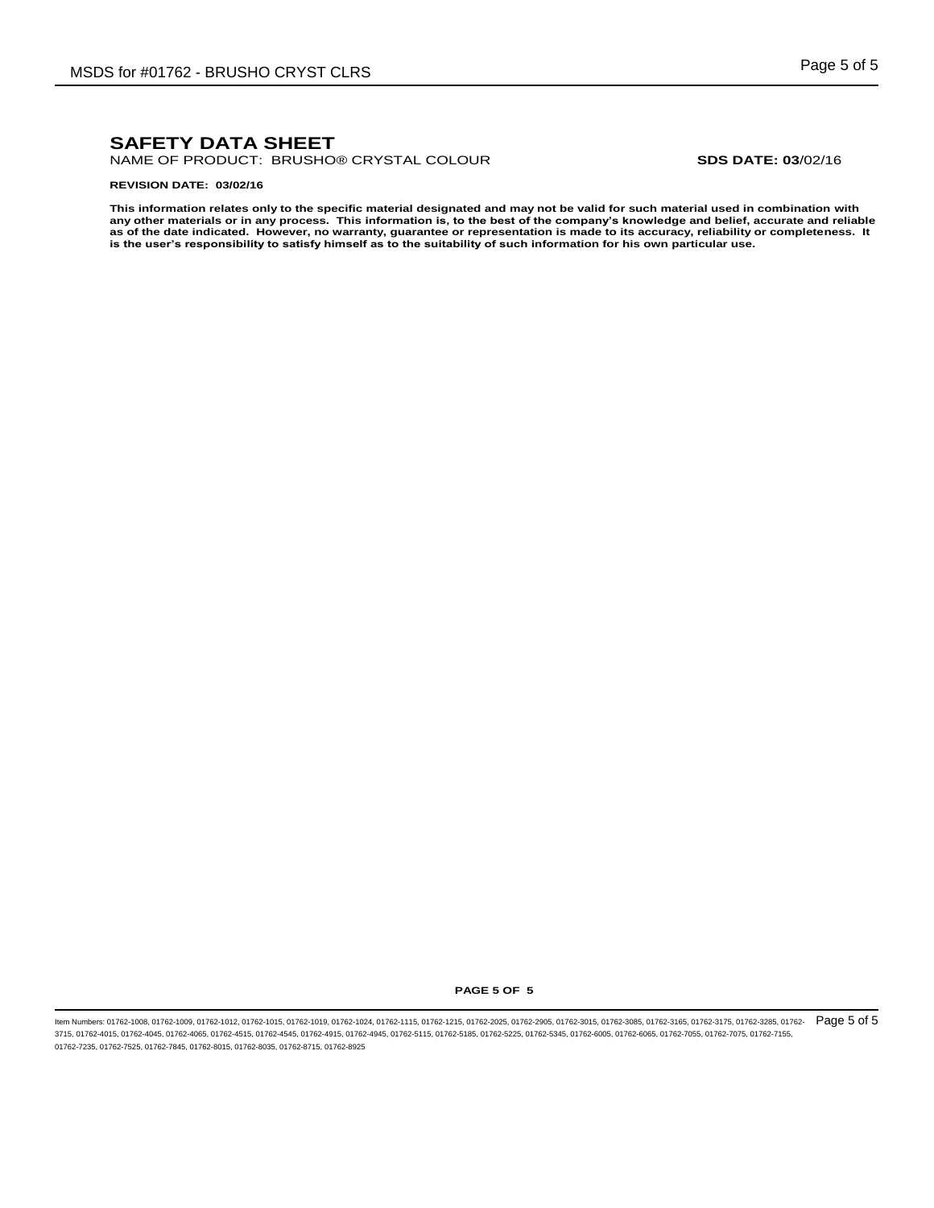# SAFETY DATA SHEET

NAME OF PRODUCT: BRUSHO® CRYSTAL COLOUR **SDS DATE: 03**/02/16

**REVISION DATE: 03/02/16**

**This information relates only to the specific material designated and may not be valid for such material used in combination with any other materials or in any process. This information is, to the best of the company's knowledge and belief, accurate and reliable as of the date indicated. However, no warranty, guarantee or representation is made to its accuracy, reliability or completeness. It is the user's responsibility to satisfy himself as to the suitability of such information for his own particular use.**

Item Numbers: 01762-1008, 01762-1009, 01762-1012, 01762-1015, 01762-1019, 01762-1024, 01762-1115, 01762-1215, 01762-2025, 01762-2905, 01762-3015, 01762-3085, 01762-3165, 01762-3175, 01762-3285, 01762-3715, 01762-4015, 01762-4045, 01762-4065, 01762-4515, 01762-4545, 01762-4915, 01762-4945, 01762-5115, 01762-5185, 01762-5225, 01762-5345, 01762-6005, 01762-6065, 01762-7055, 01762-7075, 01762-7155, 01762-7235, 01762-7525, 01762-7845, 01762-8015, 01762-8035, 01762-8715, 01762-8925